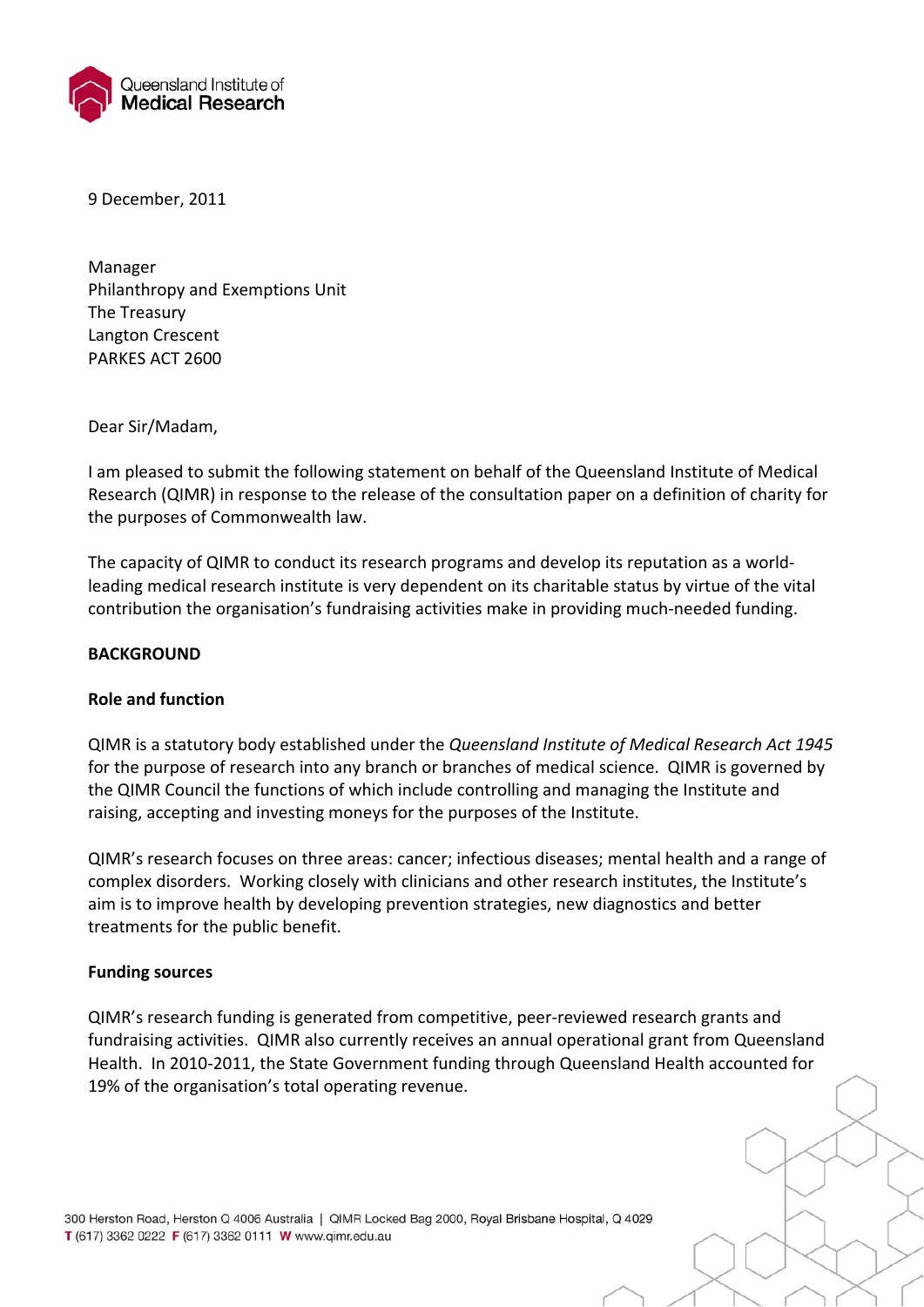Queensland Institute of
**Medical Research**

9 December, 2011

Manager
Philanthropy and Exemptions Unit
The Treasury
Langton Crescent
PARKES ACT 2600

Dear Sir/Madam,

I am pleased to submit the following statement on behalf of the Queensland Institute of Medical Research (QIMR) in response to the release of the consultation paper on a definition of charity for the purposes of Commonwealth law.

The capacity of QIMR to conduct its research programs and develop its reputation as a world-leading medical research institute is very dependent on its charitable status by virtue of the vital contribution the organisation's fundraising activities make in providing much-needed funding.

## BACKGROUND

### Role and function

QIMR is a statutory body established under the *Queensland Institute of Medical Research Act 1945* for the purpose of research into any branch or branches of medical science. QIMR is governed by the QIMR Council the functions of which include controlling and managing the Institute and raising, accepting and investing moneys for the purposes of the Institute.

QIMR's research focuses on three areas: cancer; infectious diseases; mental health and a range of complex disorders. Working closely with clinicians and other research institutes, the Institute's aim is to improve health by developing prevention strategies, new diagnostics and better treatments for the public benefit.

### Funding sources

QIMR's research funding is generated from competitive, peer-reviewed research grants and fundraising activities. QIMR also currently receives an annual operational grant from Queensland Health. In 2010-2011, the State Government funding through Queensland Health accounted for 19% of the organisation's total operating revenue.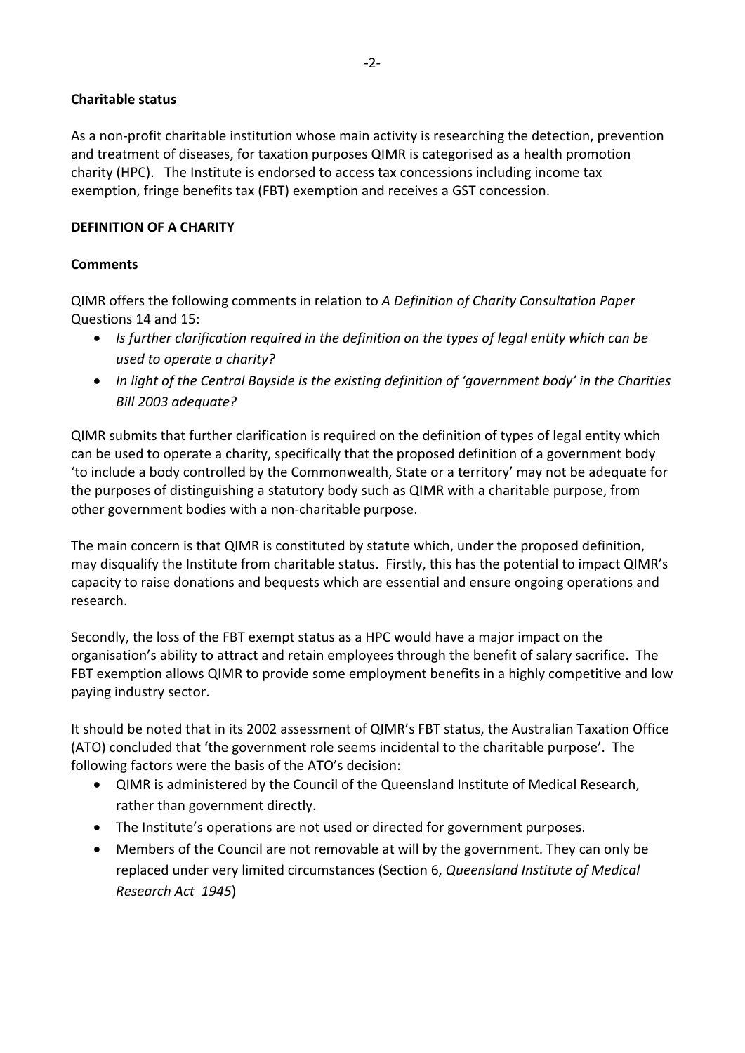**Charitable status**

As a non-profit charitable institution whose main activity is researching the detection, prevention and treatment of diseases, for taxation purposes QIMR is categorised as a health promotion charity (HPC). The Institute is endorsed to access tax concessions including income tax exemption, fringe benefits tax (FBT) exemption and receives a GST concession.

**DEFINITION OF A CHARITY**

**Comments**

QIMR offers the following comments in relation to *A Definition of Charity Consultation Paper* Questions 14 and 15:

- *Is further clarification required in the definition on the types of legal entity which can be used to operate a charity?*
- *In light of the Central Bayside is the existing definition of 'government body' in the Charities Bill 2003 adequate?*

QIMR submits that further clarification is required on the definition of types of legal entity which can be used to operate a charity, specifically that the proposed definition of a government body 'to include a body controlled by the Commonwealth, State or a territory' may not be adequate for the purposes of distinguishing a statutory body such as QIMR with a charitable purpose, from other government bodies with a non-charitable purpose.

The main concern is that QIMR is constituted by statute which, under the proposed definition, may disqualify the Institute from charitable status. Firstly, this has the potential to impact QIMR's capacity to raise donations and bequests which are essential and ensure ongoing operations and research.

Secondly, the loss of the FBT exempt status as a HPC would have a major impact on the organisation's ability to attract and retain employees through the benefit of salary sacrifice. The FBT exemption allows QIMR to provide some employment benefits in a highly competitive and low paying industry sector.

It should be noted that in its 2002 assessment of QIMR's FBT status, the Australian Taxation Office (ATO) concluded that 'the government role seems incidental to the charitable purpose'. The following factors were the basis of the ATO's decision:

- QIMR is administered by the Council of the Queensland Institute of Medical Research, rather than government directly.
- The Institute's operations are not used or directed for government purposes.
- Members of the Council are not removable at will by the government. They can only be replaced under very limited circumstances (Section 6, *Queensland Institute of Medical Research Act 1945*)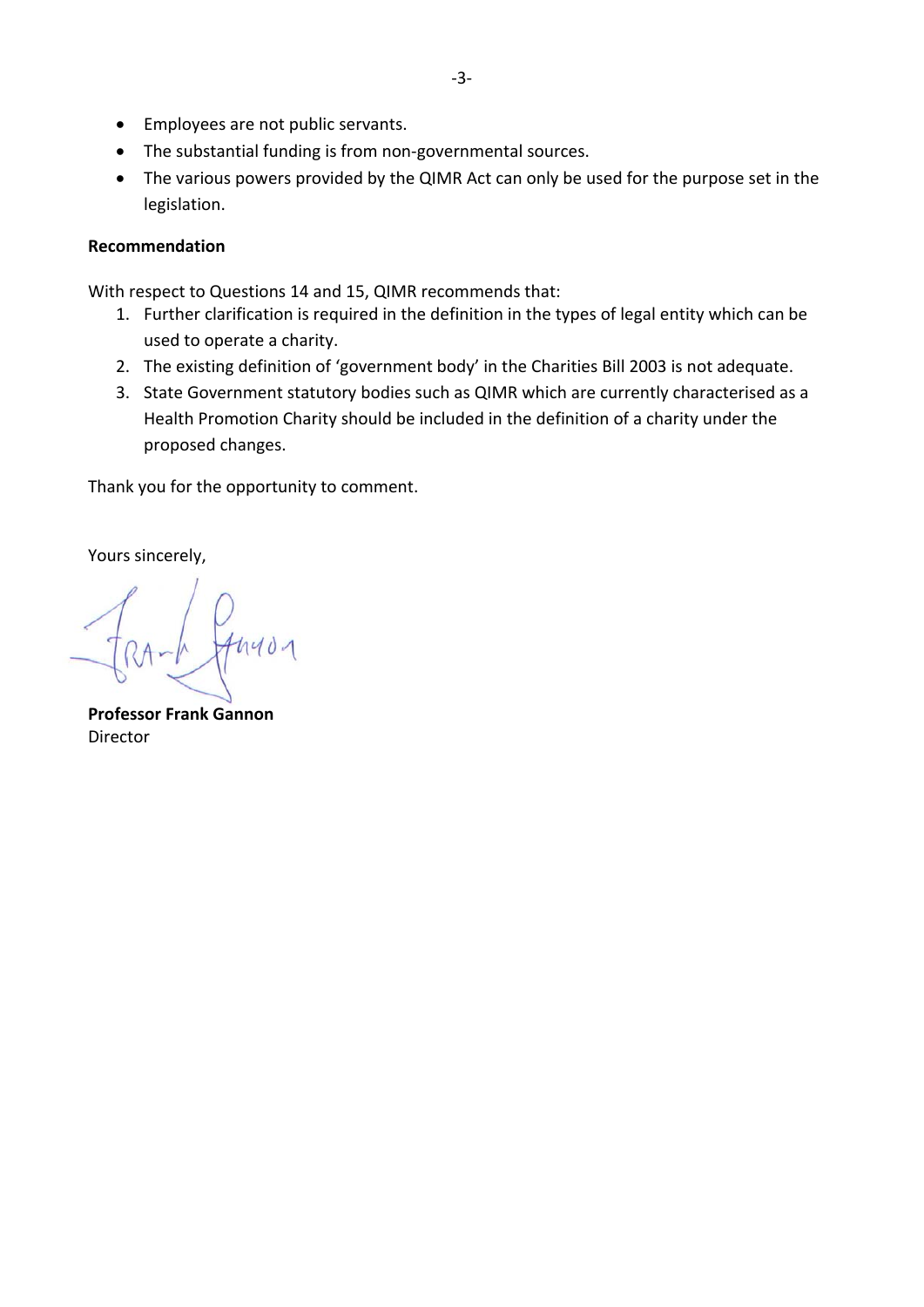- Employees are not public servants.
- The substantial funding is from non-governmental sources.
- The various powers provided by the QIMR Act can only be used for the purpose set in the legislation.

**Recommendation**

With respect to Questions 14 and 15, QIMR recommends that:

1. Further clarification is required in the definition in the types of legal entity which can be used to operate a charity.
2. The existing definition of 'government body' in the Charities Bill 2003 is not adequate.
3. State Government statutory bodies such as QIMR which are currently characterised as a Health Promotion Charity should be included in the definition of a charity under the proposed changes.

Thank you for the opportunity to comment.

Yours sincerely,

**Professor Frank Gannon**
Director